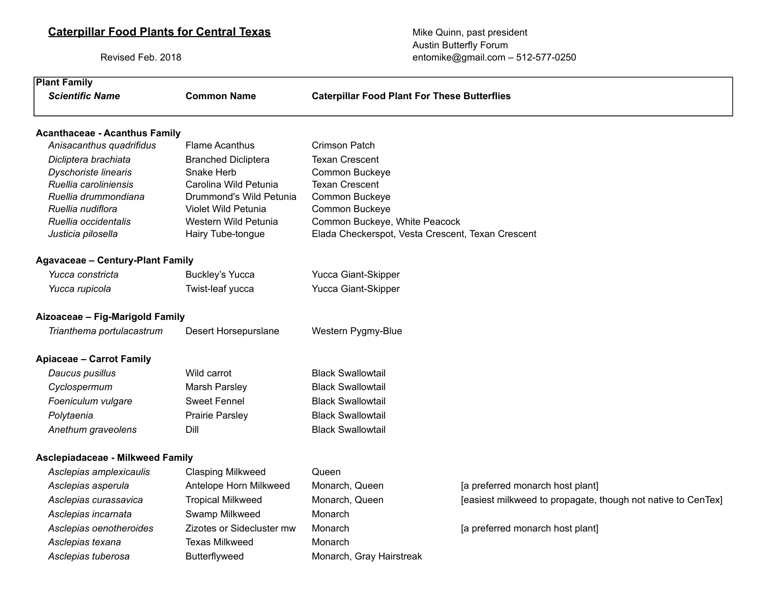# Caterpillar Food Plants for Central Texas

Revised Feb. 2018

Mike Quinn, past president
Austin Butterfly Forum
entomike@gmail.com – 512-577-0250

| Plant Family / *Scientific Name* | Common Name | Caterpillar Food Plant For These Butterflies | |
|---|---|---|---|
| **Acanthaceae - Acanthus Family** | | | |
| *Anisacanthus quadrifidus* | Flame Acanthus | Crimson Patch | |
| *Dicliptera brachiata* | Branched Dicliptera | Texan Crescent | |
| *Dyschoriste linearis* | Snake Herb | Common Buckeye | |
| *Ruellia caroliniensis* | Carolina Wild Petunia | Texan Crescent | |
| *Ruellia drummondiana* | Drummond's Wild Petunia | Common Buckeye | |
| *Ruellia nudiflora* | Violet Wild Petunia | Common Buckeye | |
| *Ruellia occidentalis* | Western Wild Petunia | Common Buckeye, White Peacock | |
| *Justicia pilosella* | Hairy Tube-tongue | Elada Checkerspot, Vesta Crescent, Texan Crescent | |
| **Agavaceae – Century-Plant Family** | | | |
| *Yucca constricta* | Buckley's Yucca | Yucca Giant-Skipper | |
| *Yucca rupicola* | Twist-leaf yucca | Yucca Giant-Skipper | |
| **Aizoaceae – Fig-Marigold Family** | | | |
| *Trianthema portulacastrum* | Desert Horsepurslane | Western Pygmy-Blue | |
| **Apiaceae – Carrot Family** | | | |
| *Daucus pusillus* | Wild carrot | Black Swallowtail | |
| *Cyclospermum* | Marsh Parsley | Black Swallowtail | |
| *Foeniculum vulgare* | Sweet Fennel | Black Swallowtail | |
| *Polytaenia* | Prairie Parsley | Black Swallowtail | |
| *Anethum graveolens* | Dill | Black Swallowtail | |
| **Asclepiadaceae - Milkweed Family** | | | |
| *Asclepias amplexicaulis* | Clasping Milkweed | Queen | |
| *Asclepias asperula* | Antelope Horn Milkweed | Monarch, Queen | [a preferred monarch host plant] |
| *Asclepias curassavica* | Tropical Milkweed | Monarch, Queen | [easiest milkweed to propagate, though not native to CenTex] |
| *Asclepias incarnata* | Swamp Milkweed | Monarch | |
| *Asclepias oenotheroides* | Zizotes or Sidecluster mw | Monarch | [a preferred monarch host plant] |
| *Asclepias texana* | Texas Milkweed | Monarch | |
| *Asclepias tuberosa* | Butterflyweed | Monarch, Gray Hairstreak | |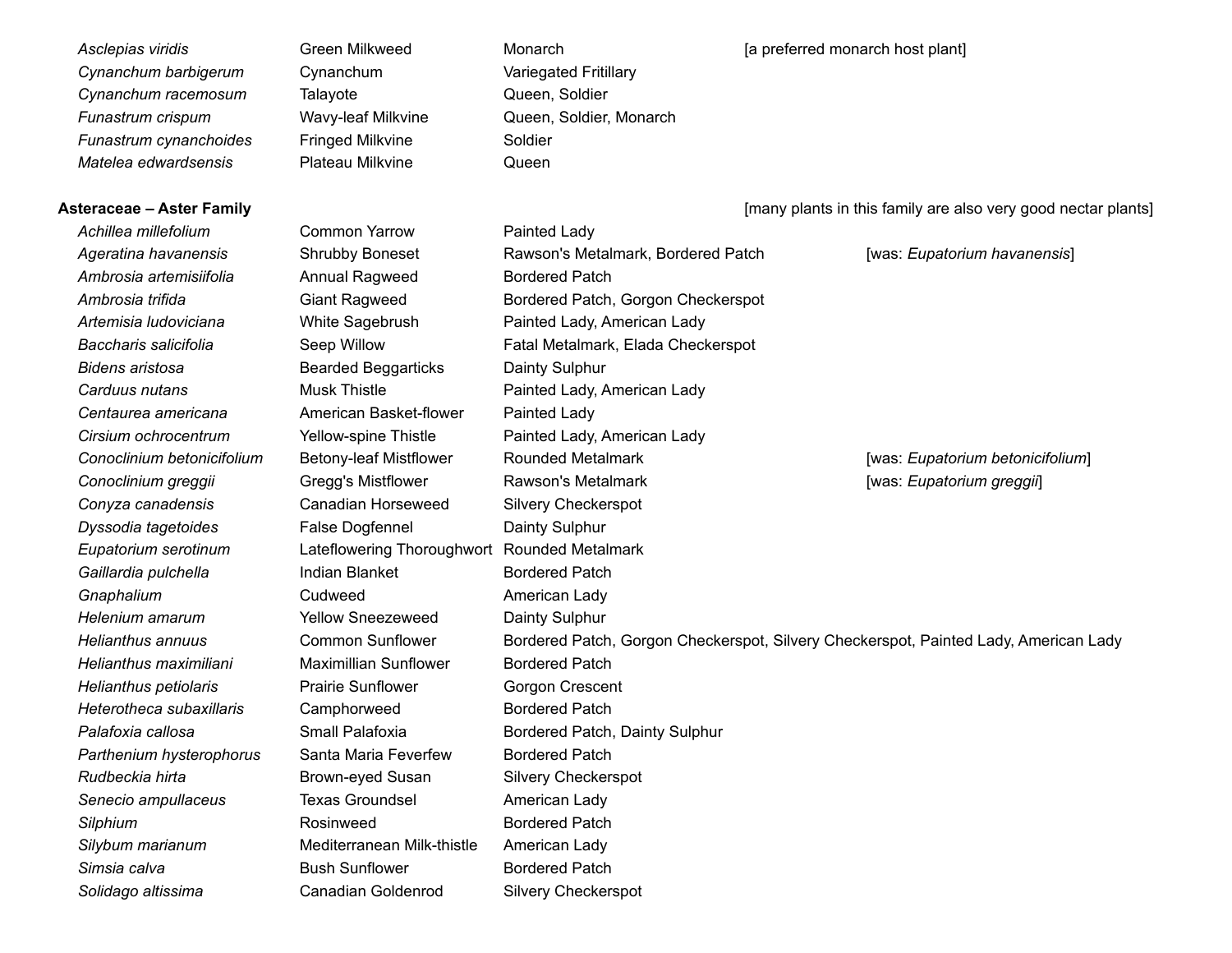| | | | | |
|---|---|---|---|---|
| *Asclepias viridis* | Green Milkweed | Monarch | [a preferred monarch host plant] | |
| *Cynanchum barbigerum* | Cynanchum | Variegated Fritillary | | |
| *Cynanchum racemosum* | Talayote | Queen, Soldier | | |
| *Funastrum crispum* | Wavy-leaf Milkvine | Queen, Soldier, Monarch | | |
| *Funastrum cynanchoides* | Fringed Milkvine | Soldier | | |
| *Matelea edwardsensis* | Plateau Milkvine | Queen | | |

**Asteraceae – Aster Family** [many plants in this family are also very good nectar plants]

| | | | |
|---|---|---|---|
| *Achillea millefolium* | Common Yarrow | Painted Lady | |
| *Ageratina havanensis* | Shrubby Boneset | Rawson's Metalmark, Bordered Patch | [was: *Eupatorium havanensis*] |
| *Ambrosia artemisiifolia* | Annual Ragweed | Bordered Patch | |
| *Ambrosia trifida* | Giant Ragweed | Bordered Patch, Gorgon Checkerspot | |
| *Artemisia ludoviciana* | White Sagebrush | Painted Lady, American Lady | |
| *Baccharis salicifolia* | Seep Willow | Fatal Metalmark, Elada Checkerspot | |
| *Bidens aristosa* | Bearded Beggarticks | Dainty Sulphur | |
| *Carduus nutans* | Musk Thistle | Painted Lady, American Lady | |
| *Centaurea americana* | American Basket-flower | Painted Lady | |
| *Cirsium ochrocentrum* | Yellow-spine Thistle | Painted Lady, American Lady | |
| *Conoclinium betonicifolium* | Betony-leaf Mistflower | Rounded Metalmark | [was: *Eupatorium betonicifolium*] |
| *Conoclinium greggii* | Gregg's Mistflower | Rawson's Metalmark | [was: *Eupatorium greggii*] |
| *Conyza canadensis* | Canadian Horseweed | Silvery Checkerspot | |
| *Dyssodia tagetoides* | False Dogfennel | Dainty Sulphur | |
| *Eupatorium serotinum* | Lateflowering Thoroughwort | Rounded Metalmark | |
| *Gaillardia pulchella* | Indian Blanket | Bordered Patch | |
| *Gnaphalium* | Cudweed | American Lady | |
| *Helenium amarum* | Yellow Sneezeweed | Dainty Sulphur | |
| *Helianthus annuus* | Common Sunflower | Bordered Patch, Gorgon Checkerspot, Silvery Checkerspot, Painted Lady, American Lady | |
| *Helianthus maximiliani* | Maximillian Sunflower | Bordered Patch | |
| *Helianthus petiolaris* | Prairie Sunflower | Gorgon Crescent | |
| *Heterotheca subaxillaris* | Camphorweed | Bordered Patch | |
| *Palafoxia callosa* | Small Palafoxia | Bordered Patch, Dainty Sulphur | |
| *Parthenium hysterophorus* | Santa Maria Feverfew | Bordered Patch | |
| *Rudbeckia hirta* | Brown-eyed Susan | Silvery Checkerspot | |
| *Senecio ampullaceus* | Texas Groundsel | American Lady | |
| *Silphium* | Rosinweed | Bordered Patch | |
| *Silybum marianum* | Mediterranean Milk-thistle | American Lady | |
| *Simsia calva* | Bush Sunflower | Bordered Patch | |
| *Solidago altissima* | Canadian Goldenrod | Silvery Checkerspot | |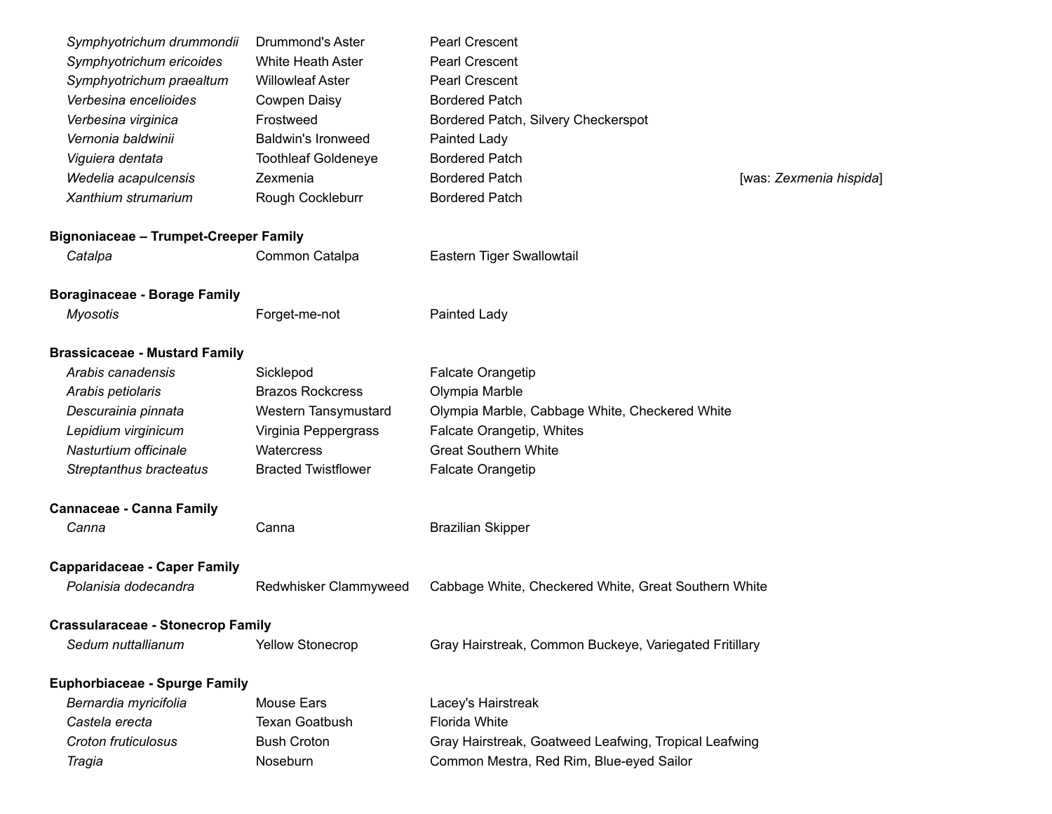| | | | |
|---|---|---|---|
| *Symphyotrichum drummondii* | Drummond's Aster | Pearl Crescent | |
| *Symphyotrichum ericoides* | White Heath Aster | Pearl Crescent | |
| *Symphyotrichum praealtum* | Willowleaf Aster | Pearl Crescent | |
| *Verbesina encelioides* | Cowpen Daisy | Bordered Patch | |
| *Verbesina virginica* | Frostweed | Bordered Patch, Silvery Checkerspot | |
| *Vernonia baldwinii* | Baldwin's Ironweed | Painted Lady | |
| *Viguiera dentata* | Toothleaf Goldeneye | Bordered Patch | |
| *Wedelia acapulcensis* | Zexmenia | Bordered Patch | [was: *Zexmenia hispida*] |
| *Xanthium strumarium* | Rough Cockleburr | Bordered Patch | |

**Bignoniaceae – Trumpet-Creeper Family**

| | | |
|---|---|---|
| *Catalpa* | Common Catalpa | Eastern Tiger Swallowtail |

**Boraginaceae - Borage Family**

| | | |
|---|---|---|
| *Myosotis* | Forget-me-not | Painted Lady |

**Brassicaceae - Mustard Family**

| | | |
|---|---|---|
| *Arabis canadensis* | Sicklepod | Falcate Orangetip |
| *Arabis petiolaris* | Brazos Rockcress | Olympia Marble |
| *Descurainia pinnata* | Western Tansymustard | Olympia Marble, Cabbage White, Checkered White |
| *Lepidium virginicum* | Virginia Peppergrass | Falcate Orangetip, Whites |
| *Nasturtium officinale* | Watercress | Great Southern White |
| *Streptanthus bracteatus* | Bracted Twistflower | Falcate Orangetip |

**Cannaceae - Canna Family**

| | | |
|---|---|---|
| *Canna* | Canna | Brazilian Skipper |

**Capparidaceae - Caper Family**

| | | |
|---|---|---|
| *Polanisia dodecandra* | Redwhisker Clammyweed | Cabbage White, Checkered White, Great Southern White |

**Crassularaceae - Stonecrop Family**

| | | |
|---|---|---|
| *Sedum nuttallianum* | Yellow Stonecrop | Gray Hairstreak, Common Buckeye, Variegated Fritillary |

**Euphorbiaceae - Spurge Family**

| | | |
|---|---|---|
| *Bernardia myricifolia* | Mouse Ears | Lacey's Hairstreak |
| *Castela erecta* | Texan Goatbush | Florida White |
| *Croton fruticulosus* | Bush Croton | Gray Hairstreak, Goatweed Leafwing, Tropical Leafwing |
| *Tragia* | Noseburn | Common Mestra, Red Rim, Blue-eyed Sailor |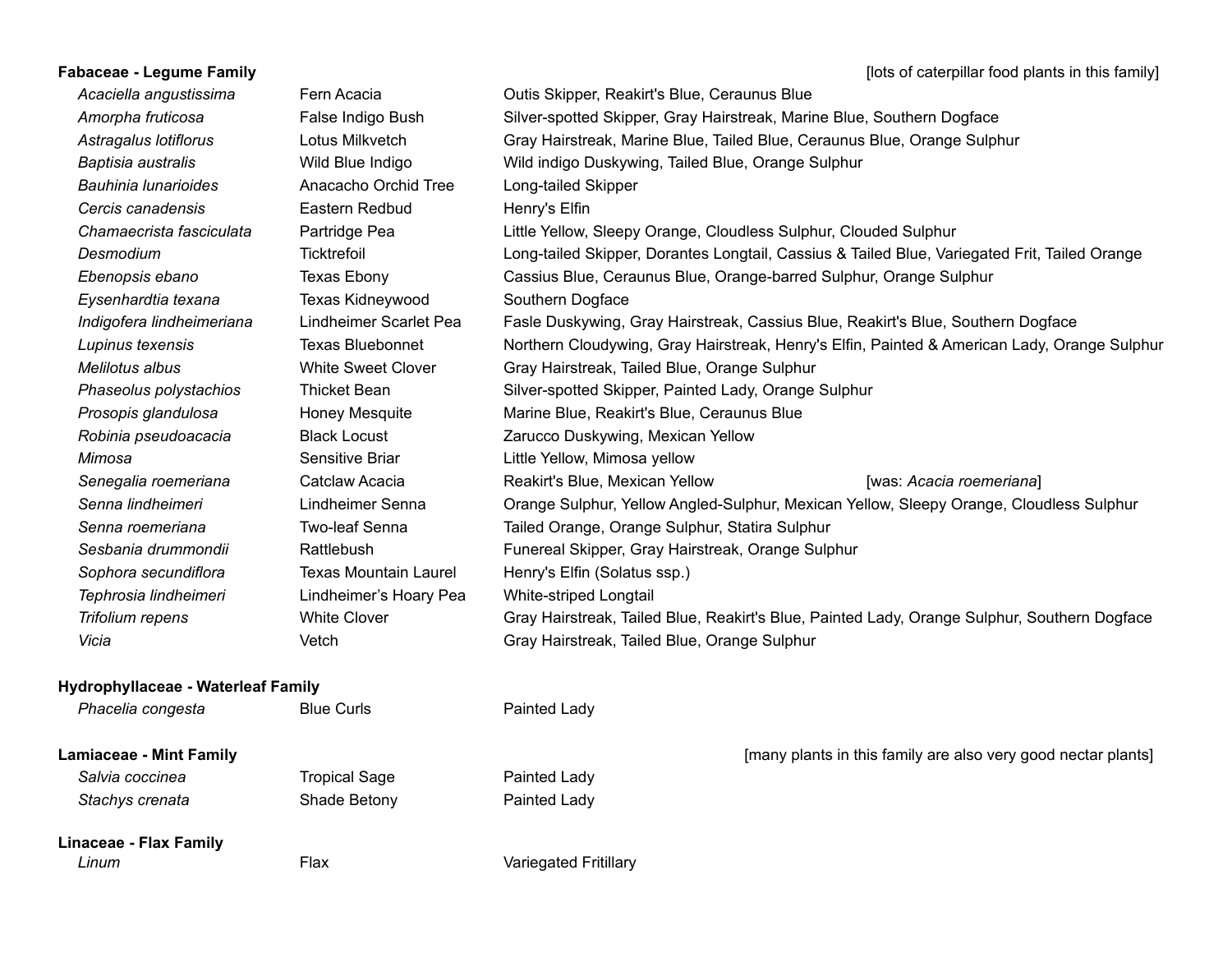**Fabaceae - Legume Family** [lots of caterpillar food plants in this family]

| | | |
|---|---|---|
| *Acaciella angustissima* | Fern Acacia | Outis Skipper, Reakirt's Blue, Ceraunus Blue |
| *Amorpha fruticosa* | False Indigo Bush | Silver-spotted Skipper, Gray Hairstreak, Marine Blue, Southern Dogface |
| *Astragalus lotiflorus* | Lotus Milkvetch | Gray Hairstreak, Marine Blue, Tailed Blue, Ceraunus Blue, Orange Sulphur |
| *Baptisia australis* | Wild Blue Indigo | Wild indigo Duskywing, Tailed Blue, Orange Sulphur |
| *Bauhinia lunarioides* | Anacacho Orchid Tree | Long-tailed Skipper |
| *Cercis canadensis* | Eastern Redbud | Henry's Elfin |
| *Chamaecrista fasciculata* | Partridge Pea | Little Yellow, Sleepy Orange, Cloudless Sulphur, Clouded Sulphur |
| *Desmodium* | Ticktrefoil | Long-tailed Skipper, Dorantes Longtail, Cassius & Tailed Blue, Variegated Frit, Tailed Orange |
| *Ebenopsis ebano* | Texas Ebony | Cassius Blue, Ceraunus Blue, Orange-barred Sulphur, Orange Sulphur |
| *Eysenhardtia texana* | Texas Kidneywood | Southern Dogface |
| *Indigofera lindheimeriana* | Lindheimer Scarlet Pea | Fasle Duskywing, Gray Hairstreak, Cassius Blue, Reakirt's Blue, Southern Dogface |
| *Lupinus texensis* | Texas Bluebonnet | Northern Cloudywing, Gray Hairstreak, Henry's Elfin, Painted & American Lady, Orange Sulphur |
| *Melilotus albus* | White Sweet Clover | Gray Hairstreak, Tailed Blue, Orange Sulphur |
| *Phaseolus polystachios* | Thicket Bean | Silver-spotted Skipper, Painted Lady, Orange Sulphur |
| *Prosopis glandulosa* | Honey Mesquite | Marine Blue, Reakirt's Blue, Ceraunus Blue |
| *Robinia pseudoacacia* | Black Locust | Zarucco Duskywing, Mexican Yellow |
| *Mimosa* | Sensitive Briar | Little Yellow, Mimosa yellow |
| *Senegalia roemeriana* | Catclaw Acacia | Reakirt's Blue, Mexican Yellow [was: *Acacia roemeriana*] |
| *Senna lindheimeri* | Lindheimer Senna | Orange Sulphur, Yellow Angled-Sulphur, Mexican Yellow, Sleepy Orange, Cloudless Sulphur |
| *Senna roemeriana* | Two-leaf Senna | Tailed Orange, Orange Sulphur, Statira Sulphur |
| *Sesbania drummondii* | Rattlebush | Funereal Skipper, Gray Hairstreak, Orange Sulphur |
| *Sophora secundiflora* | Texas Mountain Laurel | Henry's Elfin (Solatus ssp.) |
| *Tephrosia lindheimeri* | Lindheimer's Hoary Pea | White-striped Longtail |
| *Trifolium repens* | White Clover | Gray Hairstreak, Tailed Blue, Reakirt's Blue, Painted Lady, Orange Sulphur, Southern Dogface |
| *Vicia* | Vetch | Gray Hairstreak, Tailed Blue, Orange Sulphur |

**Hydrophyllaceae - Waterleaf Family**

| | | |
|---|---|---|
| *Phacelia congesta* | Blue Curls | Painted Lady |

**Lamiaceae - Mint Family** [many plants in this family are also very good nectar plants]

| | | |
|---|---|---|
| *Salvia coccinea* | Tropical Sage | Painted Lady |
| *Stachys crenata* | Shade Betony | Painted Lady |

**Linaceae - Flax Family**

| | | |
|---|---|---|
| *Linum* | Flax | Variegated Fritillary |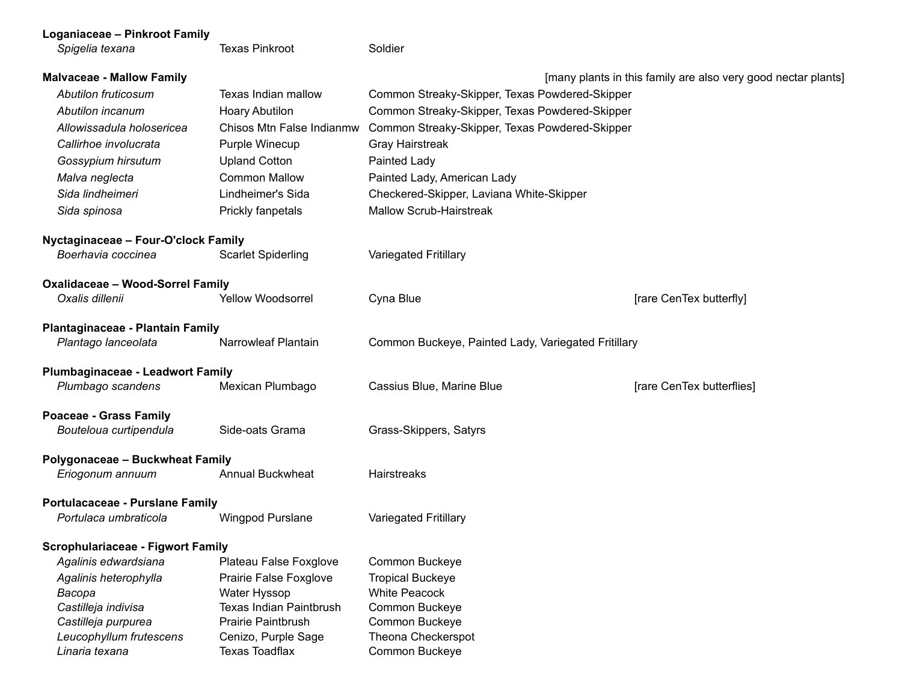**Loganiaceae – Pinkroot Family**

| | | | |
|---|---|---|---|
| *Spigelia texana* | Texas Pinkroot | Soldier | |

**Malvaceae - Mallow Family** [many plants in this family are also very good nectar plants]

| | | | |
|---|---|---|---|
| *Abutilon fruticosum* | Texas Indian mallow | Common Streaky-Skipper, Texas Powdered-Skipper | |
| *Abutilon incanum* | Hoary Abutilon | Common Streaky-Skipper, Texas Powdered-Skipper | |
| *Allowissadula holosericea* | Chisos Mtn False Indianmw | Common Streaky-Skipper, Texas Powdered-Skipper | |
| *Callirhoe involucrata* | Purple Winecup | Gray Hairstreak | |
| *Gossypium hirsutum* | Upland Cotton | Painted Lady | |
| *Malva neglecta* | Common Mallow | Painted Lady, American Lady | |
| *Sida lindheimeri* | Lindheimer's Sida | Checkered-Skipper, Laviana White-Skipper | |
| *Sida spinosa* | Prickly fanpetals | Mallow Scrub-Hairstreak | |

**Nyctaginaceae – Four-O'clock Family**

| | | | |
|---|---|---|---|
| *Boerhavia coccinea* | Scarlet Spiderling | Variegated Fritillary | |

**Oxalidaceae – Wood-Sorrel Family**

| | | | |
|---|---|---|---|
| *Oxalis dillenii* | Yellow Woodsorrel | Cyna Blue | [rare CenTex butterfly] |

**Plantaginaceae - Plantain Family**

| | | | |
|---|---|---|---|
| *Plantago lanceolata* | Narrowleaf Plantain | Common Buckeye, Painted Lady, Variegated Fritillary | |

**Plumbaginaceae - Leadwort Family**

| | | | |
|---|---|---|---|
| *Plumbago scandens* | Mexican Plumbago | Cassius Blue, Marine Blue | [rare CenTex butterflies] |

**Poaceae - Grass Family**

| | | | |
|---|---|---|---|
| *Bouteloua curtipendula* | Side-oats Grama | Grass-Skippers, Satyrs | |

**Polygonaceae – Buckwheat Family**

| | | | |
|---|---|---|---|
| *Eriogonum annuum* | Annual Buckwheat | Hairstreaks | |

**Portulacaceae - Purslane Family**

| | | | |
|---|---|---|---|
| *Portulaca umbraticola* | Wingpod Purslane | Variegated Fritillary | |

**Scrophulariaceae - Figwort Family**

| | | | |
|---|---|---|---|
| *Agalinis edwardsiana* | Plateau False Foxglove | Common Buckeye | |
| *Agalinis heterophylla* | Prairie False Foxglove | Tropical Buckeye | |
| *Bacopa* | Water Hyssop | White Peacock | |
| *Castilleja indivisa* | Texas Indian Paintbrush | Common Buckeye | |
| *Castilleja purpurea* | Prairie Paintbrush | Common Buckeye | |
| *Leucophyllum frutescens* | Cenizo, Purple Sage | Theona Checkerspot | |
| *Linaria texana* | Texas Toadflax | Common Buckeye | |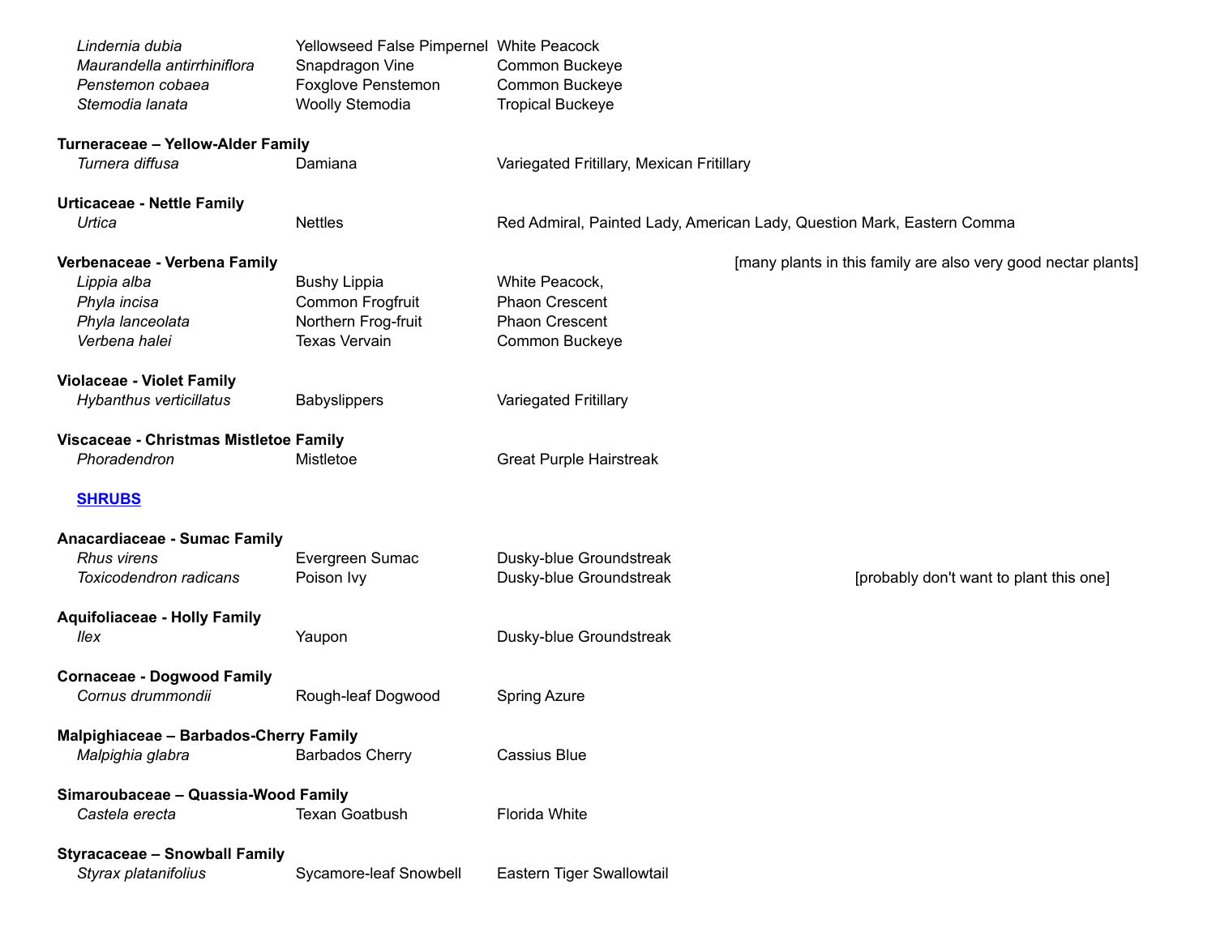| | | | |
|---|---|---|---|
| *Lindernia dubia* | Yellowseed False Pimpernel | White Peacock | |
| *Maurandella antirrhiniflora* | Snapdragon Vine | Common Buckeye | |
| *Penstemon cobaea* | Foxglove Penstemon | Common Buckeye | |
| *Stemodia lanata* | Woolly Stemodia | Tropical Buckeye | |
| **Turneraceae – Yellow-Alder Family** | | | |
| *Turnera diffusa* | Damiana | Variegated Fritillary, Mexican Fritillary | |
| **Urticaceae - Nettle Family** | | | |
| *Urtica* | Nettles | Red Admiral, Painted Lady, American Lady, Question Mark, Eastern Comma | |
| **Verbenaceae - Verbena Family** | | | [many plants in this family are also very good nectar plants] |
| *Lippia alba* | Bushy Lippia | White Peacock, | |
| *Phyla incisa* | Common Frogfruit | Phaon Crescent | |
| *Phyla lanceolata* | Northern Frog-fruit | Phaon Crescent | |
| *Verbena halei* | Texas Vervain | Common Buckeye | |
| **Violaceae - Violet Family** | | | |
| *Hybanthus verticillatus* | Babyslippers | Variegated Fritillary | |
| **Viscaceae - Christmas Mistletoe Family** | | | |
| *Phoradendron* | Mistletoe | Great Purple Hairstreak | |

## SHRUBS

| | | | |
|---|---|---|---|
| **Anacardiaceae - Sumac Family** | | | |
| *Rhus virens* | Evergreen Sumac | Dusky-blue Groundstreak | |
| *Toxicodendron radicans* | Poison Ivy | Dusky-blue Groundstreak | [probably don't want to plant this one] |
| **Aquifoliaceae - Holly Family** | | | |
| *Ilex* | Yaupon | Dusky-blue Groundstreak | |
| **Cornaceae - Dogwood Family** | | | |
| *Cornus drummondii* | Rough-leaf Dogwood | Spring Azure | |
| **Malpighiaceae – Barbados-Cherry Family** | | | |
| *Malpighia glabra* | Barbados Cherry | Cassius Blue | |
| **Simaroubaceae – Quassia-Wood Family** | | | |
| *Castela erecta* | Texan Goatbush | Florida White | |
| **Styracaceae – Snowball Family** | | | |
| *Styrax platanifolius* | Sycamore-leaf Snowbell | Eastern Tiger Swallowtail | |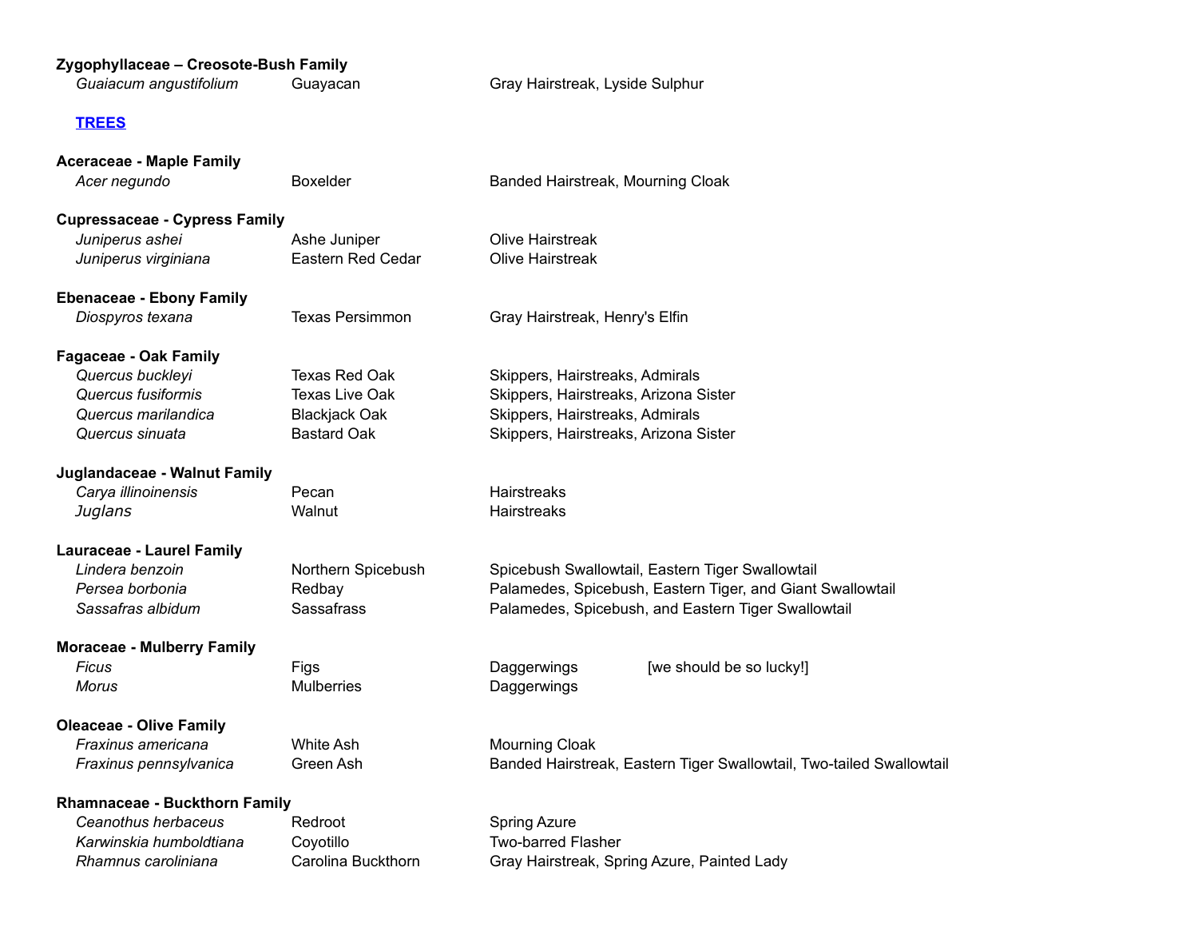**Zygophyllaceae – Creosote-Bush Family**

| | | |
|---|---|---|
| *Guaiacum angustifolium* | Guayacan | Gray Hairstreak, Lyside Sulphur |

## [TREES]

**Aceraceae - Maple Family**

| | | |
|---|---|---|
| *Acer negundo* | Boxelder | Banded Hairstreak, Mourning Cloak |

**Cupressaceae - Cypress Family**

| | | |
|---|---|---|
| *Juniperus ashei* | Ashe Juniper | Olive Hairstreak |
| *Juniperus virginiana* | Eastern Red Cedar | Olive Hairstreak |

**Ebenaceae - Ebony Family**

| | | |
|---|---|---|
| *Diospyros texana* | Texas Persimmon | Gray Hairstreak, Henry's Elfin |

**Fagaceae - Oak Family**

| | | |
|---|---|---|
| *Quercus buckleyi* | Texas Red Oak | Skippers, Hairstreaks, Admirals |
| *Quercus fusiformis* | Texas Live Oak | Skippers, Hairstreaks, Arizona Sister |
| *Quercus marilandica* | Blackjack Oak | Skippers, Hairstreaks, Admirals |
| *Quercus sinuata* | Bastard Oak | Skippers, Hairstreaks, Arizona Sister |

**Juglandaceae - Walnut Family**

| | | |
|---|---|---|
| *Carya illinoinensis* | Pecan | Hairstreaks |
| *Juglans* | Walnut | Hairstreaks |

**Lauraceae - Laurel Family**

| | | |
|---|---|---|
| *Lindera benzoin* | Northern Spicebush | Spicebush Swallowtail, Eastern Tiger Swallowtail |
| *Persea borbonia* | Redbay | Palamedes, Spicebush, Eastern Tiger, and Giant Swallowtail |
| *Sassafras albidum* | Sassafras | Palamedes, Spicebush, and Eastern Tiger Swallowtail |

**Moraceae - Mulberry Family**

| | | | |
|---|---|---|---|
| *Ficus* | Figs | Daggerwings | [we should be so lucky!] |
| *Morus* | Mulberries | Daggerwings | |

**Oleaceae - Olive Family**

| | | |
|---|---|---|
| *Fraxinus americana* | White Ash | Mourning Cloak |
| *Fraxinus pennsylvanica* | Green Ash | Banded Hairstreak, Eastern Tiger Swallowtail, Two-tailed Swallowtail |

**Rhamnaceae - Buckthorn Family**

| | | |
|---|---|---|
| *Ceanothus herbaceus* | Redroot | Spring Azure |
| *Karwinskia humboldtiana* | Coyotillo | Two-barred Flasher |
| *Rhamnus caroliniana* | Carolina Buckthorn | Gray Hairstreak, Spring Azure, Painted Lady |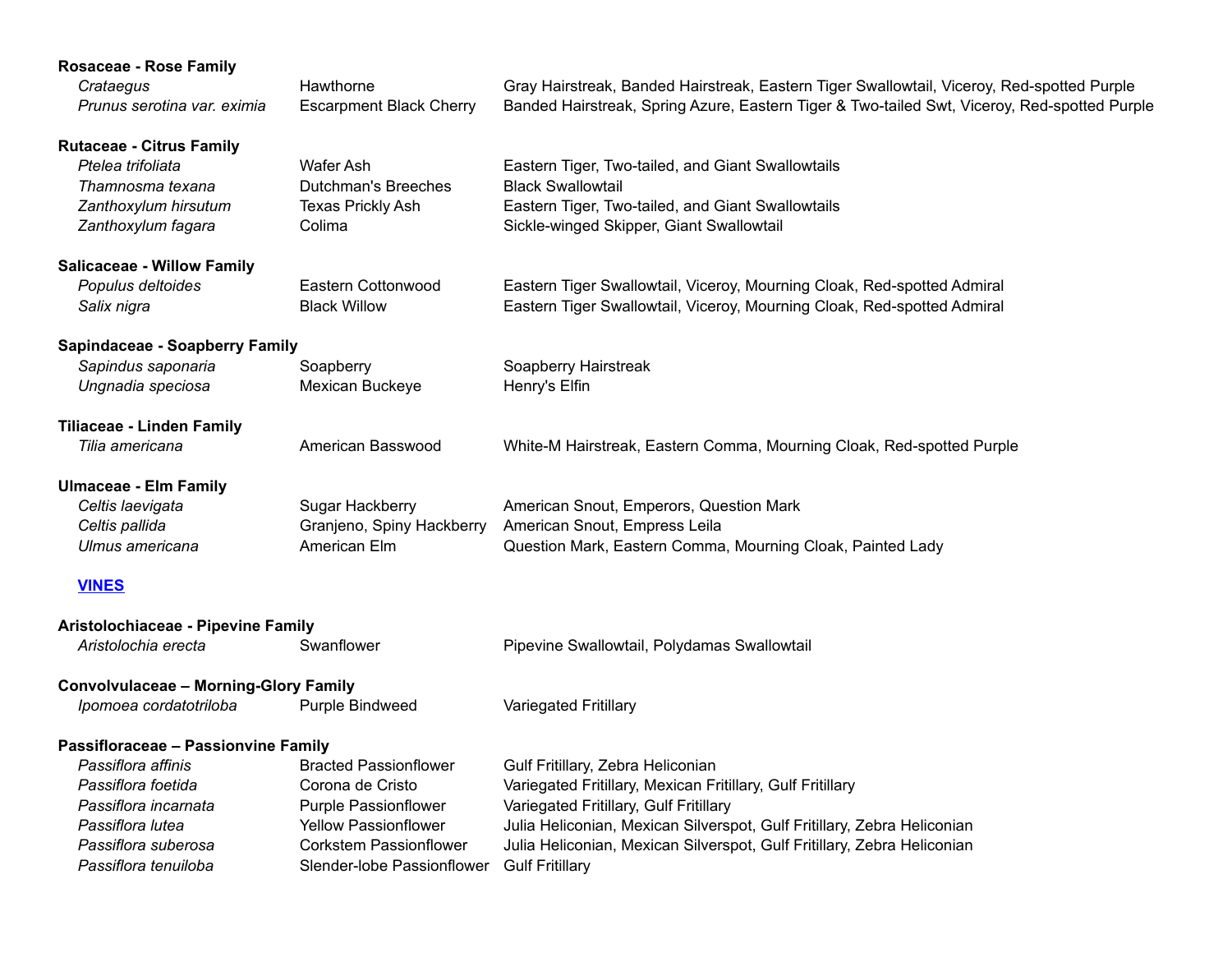**Rosaceae - Rose Family**

| | | |
|---|---|---|
| *Crataegus* | Hawthorne | Gray Hairstreak, Banded Hairstreak, Eastern Tiger Swallowtail, Viceroy, Red-spotted Purple |
| *Prunus serotina var. eximia* | Escarpment Black Cherry | Banded Hairstreak, Spring Azure, Eastern Tiger & Two-tailed Swt, Viceroy, Red-spotted Purple |

**Rutaceae - Citrus Family**

| | | |
|---|---|---|
| *Ptelea trifoliata* | Wafer Ash | Eastern Tiger, Two-tailed, and Giant Swallowtails |
| *Thamnosma texana* | Dutchman's Breeches | Black Swallowtail |
| *Zanthoxylum hirsutum* | Texas Prickly Ash | Eastern Tiger, Two-tailed, and Giant Swallowtails |
| *Zanthoxylum fagara* | Colima | Sickle-winged Skipper, Giant Swallowtail |

**Salicaceae - Willow Family**

| | | |
|---|---|---|
| *Populus deltoides* | Eastern Cottonwood | Eastern Tiger Swallowtail, Viceroy, Mourning Cloak, Red-spotted Admiral |
| *Salix nigra* | Black Willow | Eastern Tiger Swallowtail, Viceroy, Mourning Cloak, Red-spotted Admiral |

**Sapindaceae - Soapberry Family**

| | | |
|---|---|---|
| *Sapindus saponaria* | Soapberry | Soapberry Hairstreak |
| *Ungnadia speciosa* | Mexican Buckeye | Henry's Elfin |

**Tiliaceae - Linden Family**

| | | |
|---|---|---|
| *Tilia americana* | American Basswood | White-M Hairstreak, Eastern Comma, Mourning Cloak, Red-spotted Purple |

**Ulmaceae - Elm Family**

| | | |
|---|---|---|
| *Celtis laevigata* | Sugar Hackberry | American Snout, Emperors, Question Mark |
| *Celtis pallida* | Granjeno, Spiny Hackberry | American Snout, Empress Leila |
| *Ulmus americana* | American Elm | Question Mark, Eastern Comma, Mourning Cloak, Painted Lady |

## VINES

**Aristolochiaceae - Pipevine Family**

| | | |
|---|---|---|
| *Aristolochia erecta* | Swanflower | Pipevine Swallowtail, Polydamas Swallowtail |

**Convolvulaceae – Morning-Glory Family**

| | | |
|---|---|---|
| *Ipomoea cordatotriloba* | Purple Bindweed | Variegated Fritillary |

**Passifloraceae – Passionvine Family**

| | | |
|---|---|---|
| *Passiflora affinis* | Bracted Passionflower | Gulf Fritillary, Zebra Heliconian |
| *Passiflora foetida* | Corona de Cristo | Variegated Fritillary, Mexican Fritillary, Gulf Fritillary |
| *Passiflora incarnata* | Purple Passionflower | Variegated Fritillary, Gulf Fritillary |
| *Passiflora lutea* | Yellow Passionflower | Julia Heliconian, Mexican Silverspot, Gulf Fritillary, Zebra Heliconian |
| *Passiflora suberosa* | Corkstem Passionflower | Julia Heliconian, Mexican Silverspot, Gulf Fritillary, Zebra Heliconian |
| *Passiflora tenuiloba* | Slender-lobe Passionflower | Gulf Fritillary |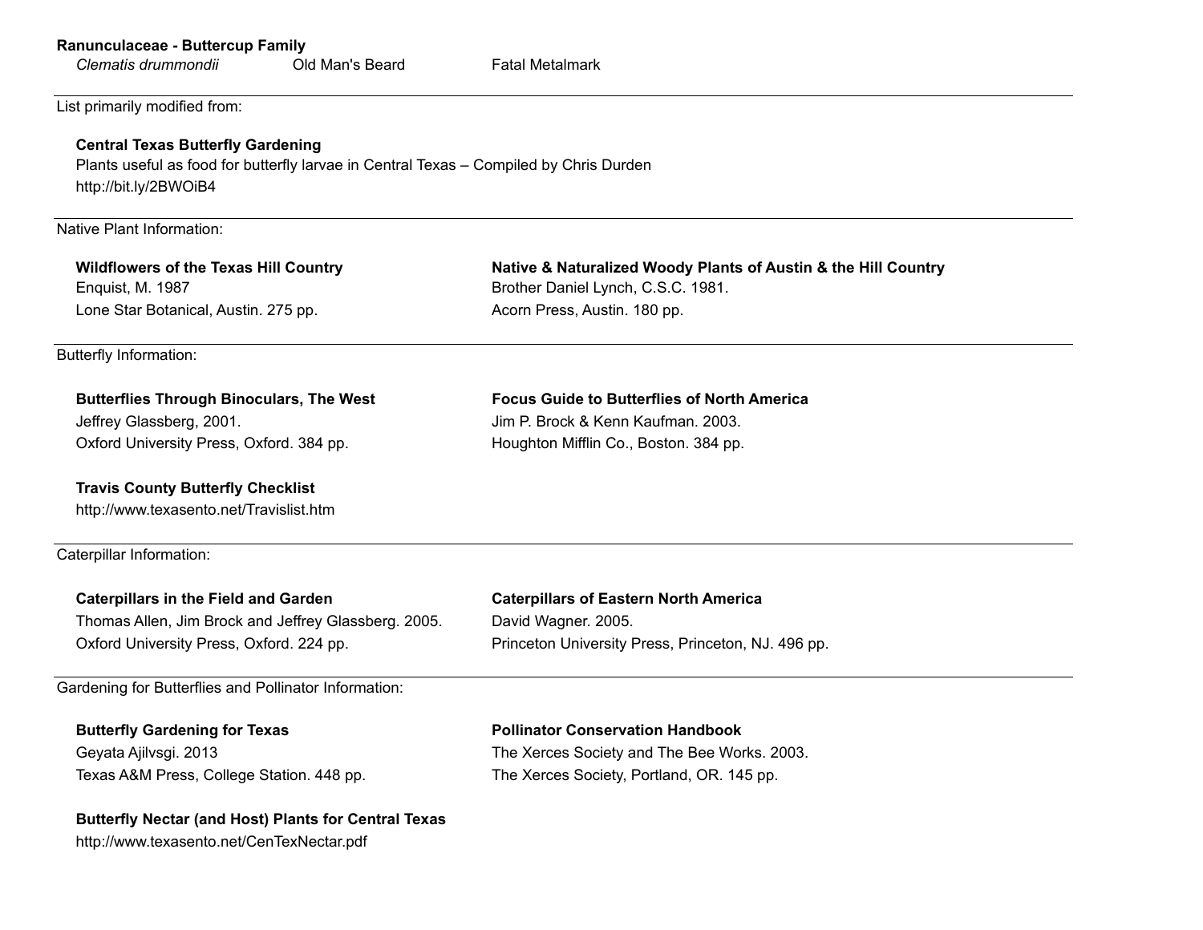**Ranunculaceae - Buttercup Family**

| | | |
|---|---|---|
| *Clematis drummondii* | Old Man's Beard | Fatal Metalmark |

List primarily modified from:

**Central Texas Butterfly Gardening**
Plants useful as food for butterfly larvae in Central Texas – Compiled by Chris Durden
http://bit.ly/2BWOiB4

Native Plant Information:

**Wildflowers of the Texas Hill Country**
Enquist, M. 1987
Lone Star Botanical, Austin. 275 pp.

**Native & Naturalized Woody Plants of Austin & the Hill Country**
Brother Daniel Lynch, C.S.C. 1981.
Acorn Press, Austin. 180 pp.

Butterfly Information:

**Butterflies Through Binoculars, The West**
Jeffrey Glassberg, 2001.
Oxford University Press, Oxford. 384 pp.

**Focus Guide to Butterflies of North America**
Jim P. Brock & Kenn Kaufman. 2003.
Houghton Mifflin Co., Boston. 384 pp.

**Travis County Butterfly Checklist**
http://www.texasento.net/Travislist.htm

Caterpillar Information:

**Caterpillars in the Field and Garden**
Thomas Allen, Jim Brock and Jeffrey Glassberg. 2005.
Oxford University Press, Oxford. 224 pp.

**Caterpillars of Eastern North America**
David Wagner. 2005.
Princeton University Press, Princeton, NJ. 496 pp.

Gardening for Butterflies and Pollinator Information:

**Butterfly Gardening for Texas**
Geyata Ajilvsgi. 2013
Texas A&M Press, College Station. 448 pp.

**Pollinator Conservation Handbook**
The Xerces Society and The Bee Works. 2003.
The Xerces Society, Portland, OR. 145 pp.

**Butterfly Nectar (and Host) Plants for Central Texas**
http://www.texasento.net/CenTexNectar.pdf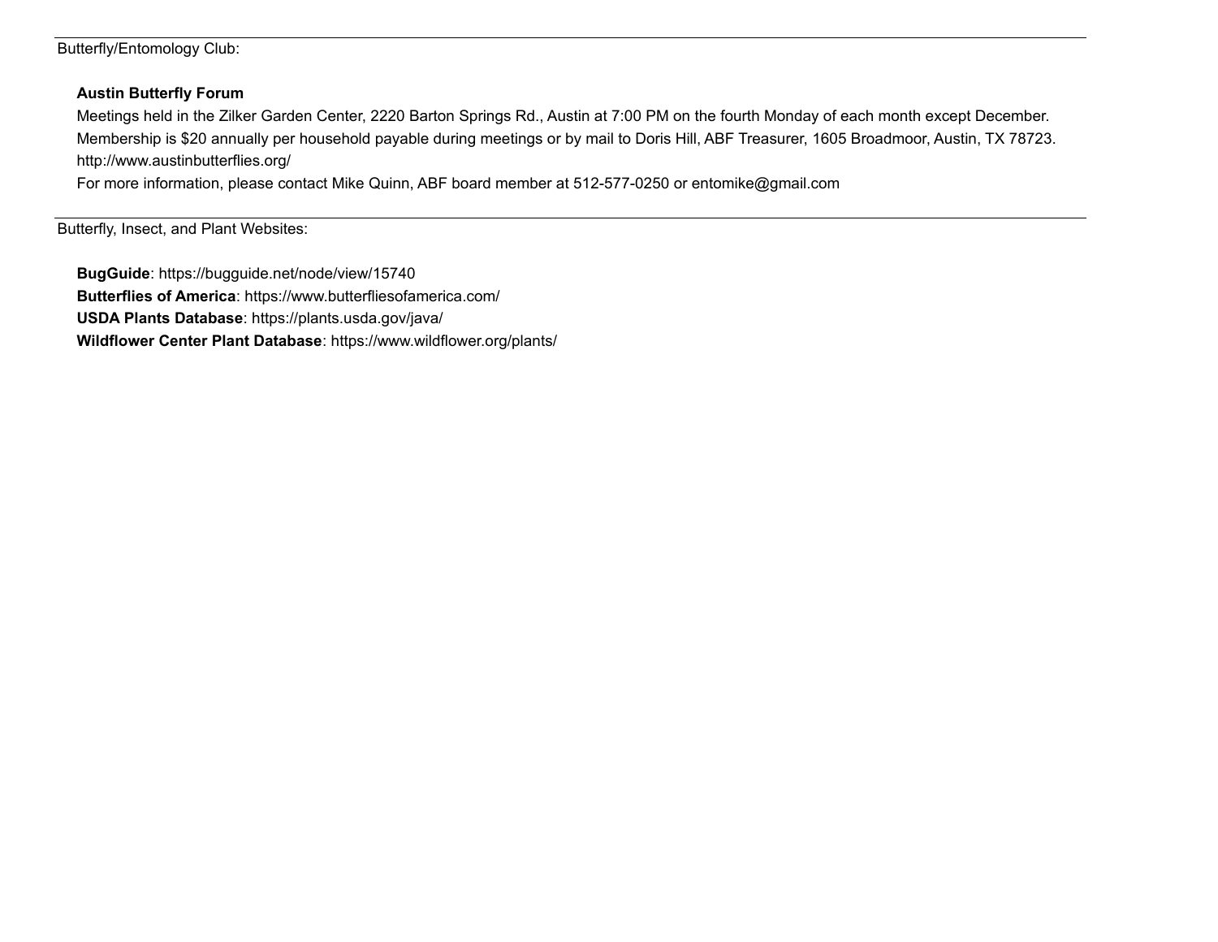Butterfly/Entomology Club:

**Austin Butterfly Forum**

Meetings held in the Zilker Garden Center, 2220 Barton Springs Rd., Austin at 7:00 PM on the fourth Monday of each month except December.
Membership is $20 annually per household payable during meetings or by mail to Doris Hill, ABF Treasurer, 1605 Broadmoor, Austin, TX 78723.
http://www.austinbutterflies.org/
For more information, please contact Mike Quinn, ABF board member at 512-577-0250 or entomike@gmail.com

Butterfly, Insect, and Plant Websites:

**BugGuide**: https://bugguide.net/node/view/15740
**Butterflies of America**: https://www.butterfliesofamerica.com/
**USDA Plants Database**: https://plants.usda.gov/java/
**Wildflower Center Plant Database**: https://www.wildflower.org/plants/